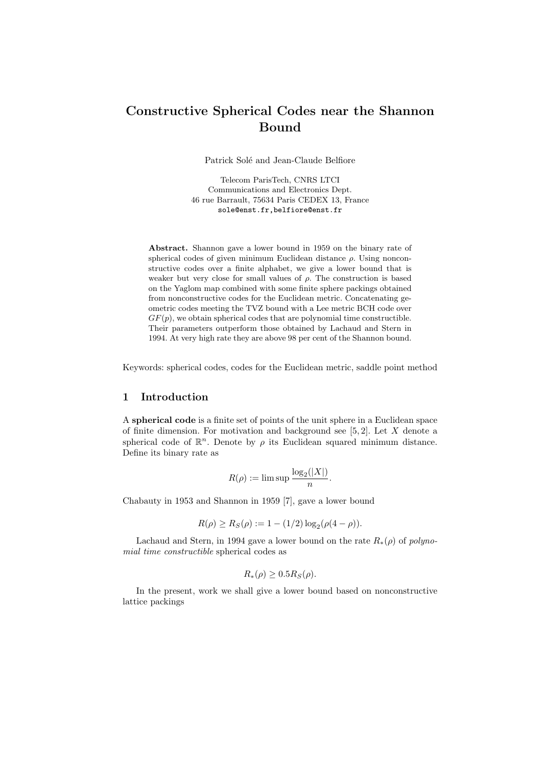# Constructive Spherical Codes near the Shannon Bound

Patrick Solé and Jean-Claude Belfiore

Telecom ParisTech, CNRS LTCI
Communications and Electronics Dept.
46 rue Barrault, 75634 Paris CEDEX 13, France
sole@enst.fr,belfiore@enst.fr

**Abstract.** Shannon gave a lower bound in 1959 on the binary rate of spherical codes of given minimum Euclidean distance $\rho$. Using nonconstructive codes over a finite alphabet, we give a lower bound that is weaker but very close for small values of $\rho$. The construction is based on the Yaglom map combined with some finite sphere packings obtained from nonconstructive codes for the Euclidean metric. Concatenating geometric codes meeting the TVZ bound with a Lee metric BCH code over $GF(p)$, we obtain spherical codes that are polynomial time constructible. Their parameters outperform those obtained by Lachaud and Stern in 1994. At very high rate they are above 98 per cent of the Shannon bound.

Keywords: spherical codes, codes for the Euclidean metric, saddle point method

## 1 Introduction

A **spherical code** is a finite set of points of the unit sphere in a Euclidean space of finite dimension. For motivation and background see [5, 2]. Let $X$ denote a spherical code of $\mathbb{R}^n$. Denote by $\rho$ its Euclidean squared minimum distance. Define its binary rate as

$$R(\rho) := \limsup \frac{\log_2(|X|)}{n}.$$

Chabauty in 1953 and Shannon in 1959 [7], gave a lower bound

$$R(\rho) \geq R_S(\rho) := 1 - (1/2)\log_2(\rho(4-\rho)).$$

Lachaud and Stern, in 1994 gave a lower bound on the rate $R_*(\rho)$ of *polynomial time constructible* spherical codes as

$$R_*(\rho) \geq 0.5 R_S(\rho).$$

In the present, work we shall give a lower bound based on nonconstructive lattice packings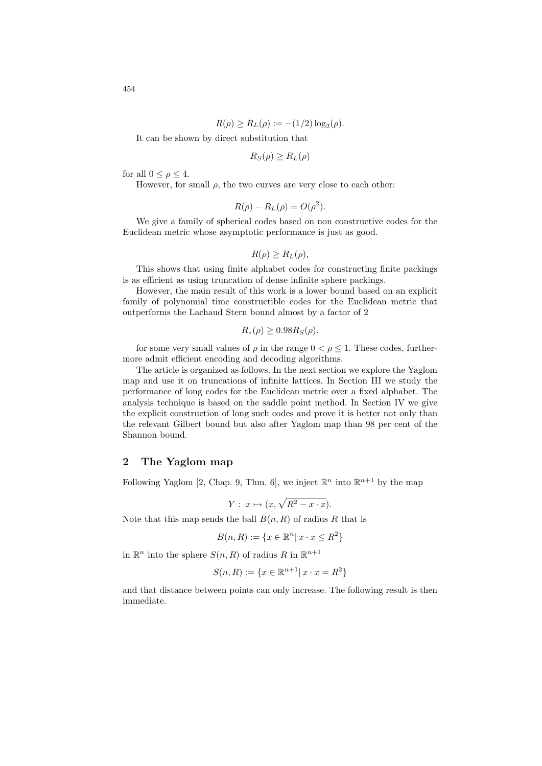$$R(\rho) \geq R_L(\rho) := -(1/2)\log_2(\rho).$$

It can be shown by direct substitution that

$$R_S(\rho) \geq R_L(\rho)$$

for all $0 \leq \rho \leq 4$.

However, for small $\rho$, the two curves are very close to each other:

$$R(\rho) - R_L(\rho) = O(\rho^2).$$

We give a family of spherical codes based on non constructive codes for the Euclidean metric whose asymptotic performance is just as good.

$$R(\rho) \geq R_L(\rho),$$

This shows that using finite alphabet codes for constructing finite packings is as efficient as using truncation of dense infinite sphere packings.

However, the main result of this work is a lower bound based on an explicit family of polynomial time constructible codes for the Euclidean metric that outperforms the Lachaud Stern bound almost by a factor of 2

$$R_*(\rho) \geq 0.98 R_S(\rho).$$

for some very small values of $\rho$ in the range $0 < \rho \leq 1$. These codes, furthermore admit efficient encoding and decoding algorithms.

The article is organized as follows. In the next section we explore the Yaglom map and use it on truncations of infinite lattices. In Section III we study the performance of long codes for the Euclidean metric over a fixed alphabet. The analysis technique is based on the saddle point method. In Section IV we give the explicit construction of long such codes and prove it is better not only than the relevant Gilbert bound but also after Yaglom map than 98 per cent of the Shannon bound.

## 2 The Yaglom map

Following Yaglom [2, Chap. 9, Thm. 6], we inject $\mathbb{R}^n$ into $\mathbb{R}^{n+1}$ by the map

$$Y : \ x \mapsto (x, \sqrt{R^2 - x \cdot x}).$$

Note that this map sends the ball $B(n, R)$ of radius $R$ that is

$$B(n, R) := \{x \in \mathbb{R}^n | \, x \cdot x \leq R^2\}$$

in $\mathbb{R}^n$ into the sphere $S(n, R)$ of radius $R$ in $\mathbb{R}^{n+1}$

$$S(n, R) := \{x \in \mathbb{R}^{n+1} | \, x \cdot x = R^2\}$$

and that distance between points can only increase. The following result is then immediate.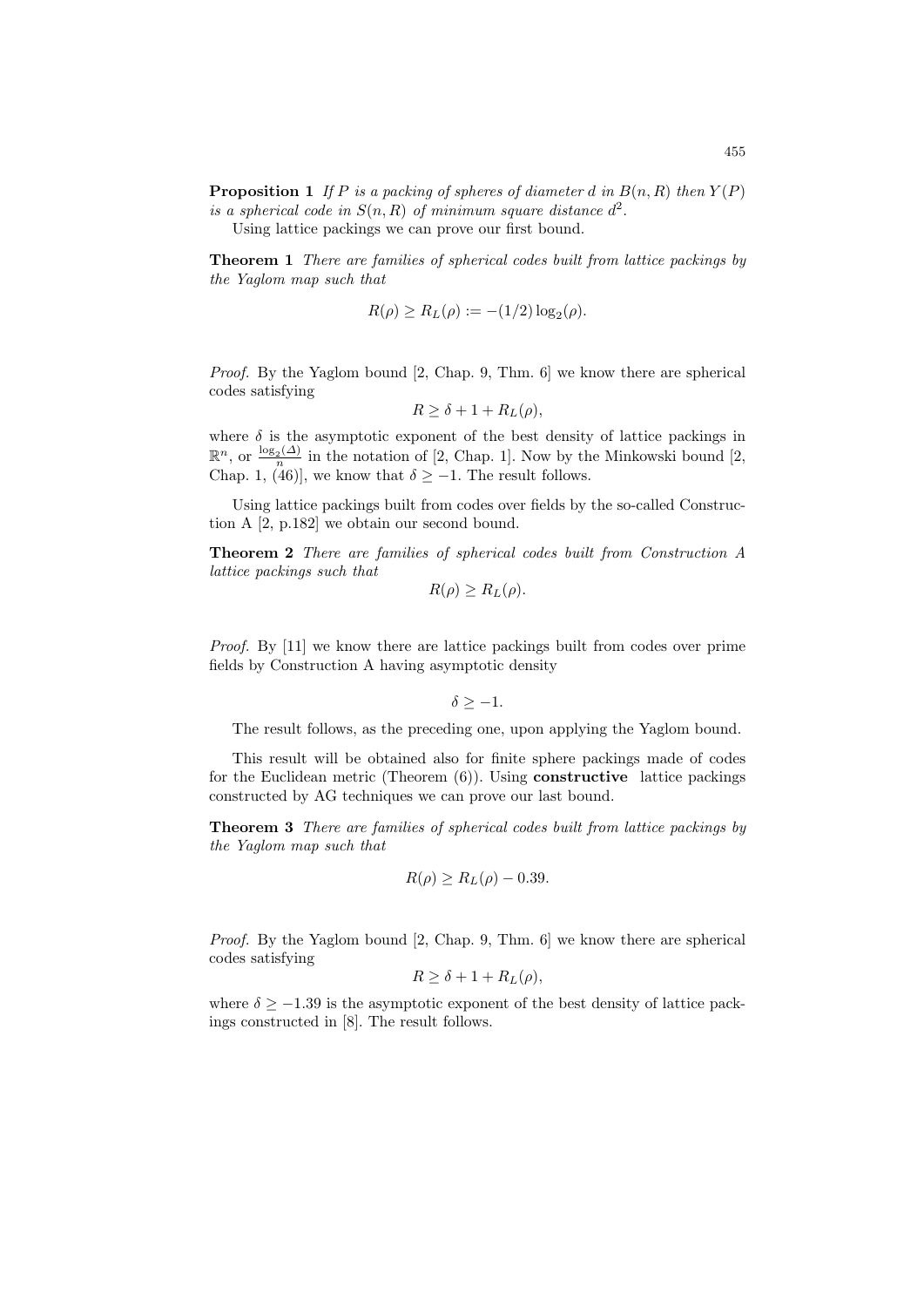**Proposition 1** *If $P$ is a packing of spheres of diameter $d$ in $B(n, R)$ then $Y(P)$ is a spherical code in $S(n, R)$ of minimum square distance $d^2$.*

Using lattice packings we can prove our first bound.

**Theorem 1** *There are families of spherical codes built from lattice packings by the Yaglom map such that*

$$R(\rho) \geq R_L(\rho) := -(1/2)\log_2(\rho).$$

*Proof.* By the Yaglom bound [2, Chap. 9, Thm. 6] we know there are spherical codes satisfying

$$R \geq \delta + 1 + R_L(\rho),$$

where $\delta$ is the asymptotic exponent of the best density of lattice packings in $\mathbb{R}^n$, or $\frac{\log_2(\Delta)}{n}$ in the notation of [2, Chap. 1]. Now by the Minkowski bound [2, Chap. 1, (46)], we know that $\delta \geq -1$. The result follows.

Using lattice packings built from codes over fields by the so-called Construction A [2, p.182] we obtain our second bound.

**Theorem 2** *There are families of spherical codes built from Construction A lattice packings such that*

$$R(\rho) \geq R_L(\rho).$$

*Proof.* By [11] we know there are lattice packings built from codes over prime fields by Construction A having asymptotic density

$$\delta \geq -1.$$

The result follows, as the preceding one, upon applying the Yaglom bound.

This result will be obtained also for finite sphere packings made of codes for the Euclidean metric (Theorem (6)). Using **constructive** lattice packings constructed by AG techniques we can prove our last bound.

**Theorem 3** *There are families of spherical codes built from lattice packings by the Yaglom map such that*

$$R(\rho) \geq R_L(\rho) - 0.39.$$

*Proof.* By the Yaglom bound [2, Chap. 9, Thm. 6] we know there are spherical codes satisfying

$$R \geq \delta + 1 + R_L(\rho),$$

where $\delta \geq -1.39$ is the asymptotic exponent of the best density of lattice packings constructed in [8]. The result follows.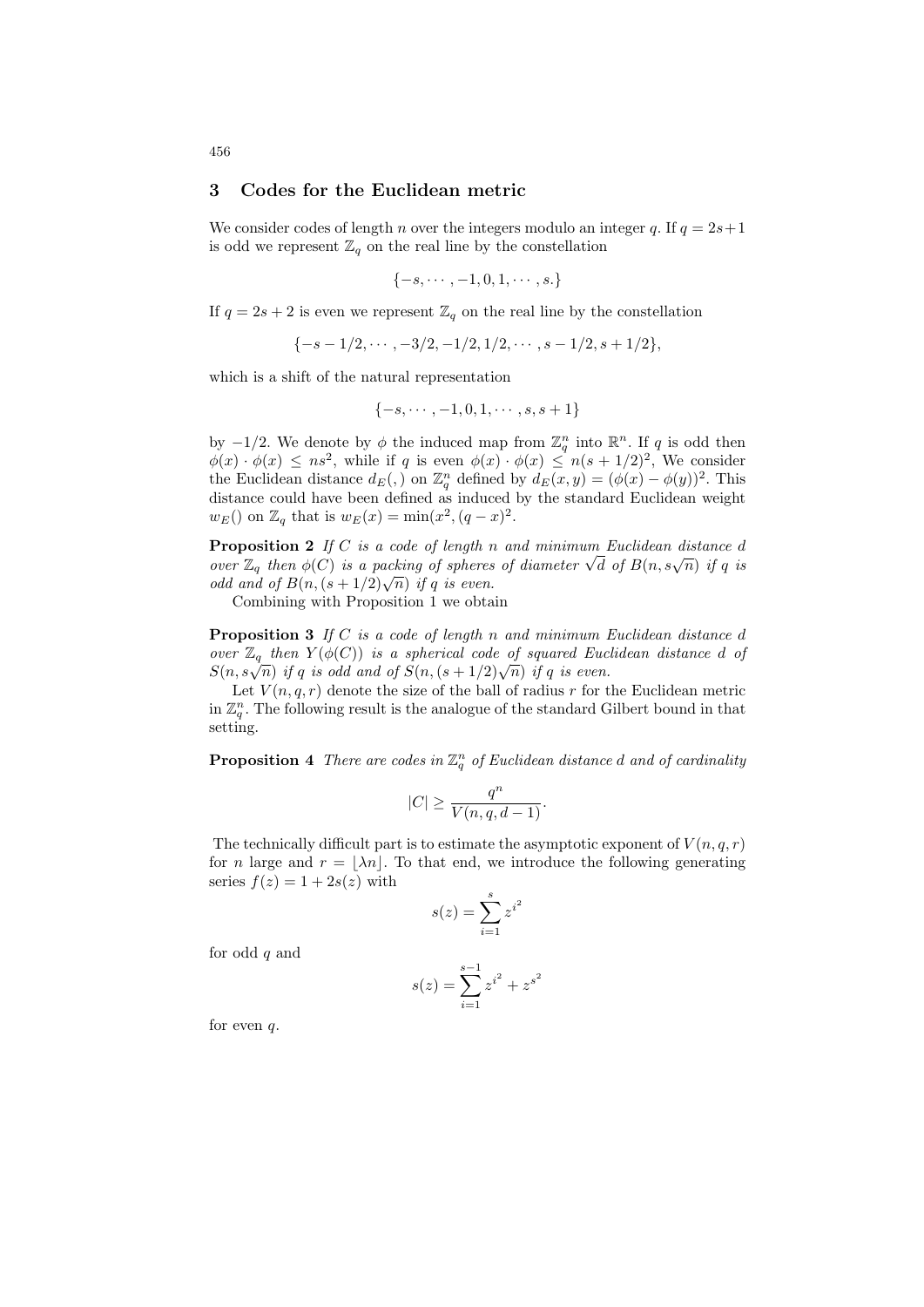## 3 Codes for the Euclidean metric

We consider codes of length $n$ over the integers modulo an integer $q$. If $q = 2s+1$ is odd we represent $\mathbb{Z}_q$ on the real line by the constellation

$$\{-s, \cdots, -1, 0, 1, \cdots, s.\}$$

If $q = 2s+2$ is even we represent $\mathbb{Z}_q$ on the real line by the constellation

$$\{-s-1/2, \cdots, -3/2, -1/2, 1/2, \cdots, s-1/2, s+1/2\},$$

which is a shift of the natural representation

$$\{-s, \cdots, -1, 0, 1, \cdots, s, s+1\}$$

by $-1/2$. We denote by $\phi$ the induced map from $\mathbb{Z}_q^n$ into $\mathbb{R}^n$. If $q$ is odd then $\phi(x) \cdot \phi(x) \leq ns^2$, while if $q$ is even $\phi(x) \cdot \phi(x) \leq n(s+1/2)^2$, We consider the Euclidean distance $d_E(,)$ on $\mathbb{Z}_q^n$ defined by $d_E(x,y) = (\phi(x) - \phi(y))^2$. This distance could have been defined as induced by the standard Euclidean weight $w_E()$ on $\mathbb{Z}_q$ that is $w_E(x) = \min(x^2, (q-x)^2$.

**Proposition 2** *If $C$ is a code of length $n$ and minimum Euclidean distance $d$ over $\mathbb{Z}_q$ then $\phi(C)$ is a packing of spheres of diameter $\sqrt{d}$ of $B(n, s\sqrt{n})$ if $q$ is odd and of $B(n, (s+1/2)\sqrt{n})$ if $q$ is even.*

Combining with Proposition 1 we obtain

**Proposition 3** *If $C$ is a code of length $n$ and minimum Euclidean distance $d$ over $\mathbb{Z}_q$ then $Y(\phi(C))$ is a spherical code of squared Euclidean distance $d$ of $S(n, s\sqrt{n})$ if $q$ is odd and of $S(n, (s+1/2)\sqrt{n})$ if $q$ is even.*

Let $V(n,q,r)$ denote the size of the ball of radius $r$ for the Euclidean metric in $\mathbb{Z}_q^n$. The following result is the analogue of the standard Gilbert bound in that setting.

**Proposition 4** *There are codes in $\mathbb{Z}_q^n$ of Euclidean distance $d$ and of cardinality*

$$|C| \geq \frac{q^n}{V(n,q,d-1)}.$$

The technically difficult part is to estimate the asymptotic exponent of $V(n,q,r)$ for $n$ large and $r = \lfloor \lambda n \rfloor$. To that end, we introduce the following generating series $f(z) = 1 + 2s(z)$ with

$$s(z) = \sum_{i=1}^{s} z^{i^2}$$

for odd $q$ and

$$s(z) = \sum_{i=1}^{s-1} z^{i^2} + z^{s^2}$$

for even $q$.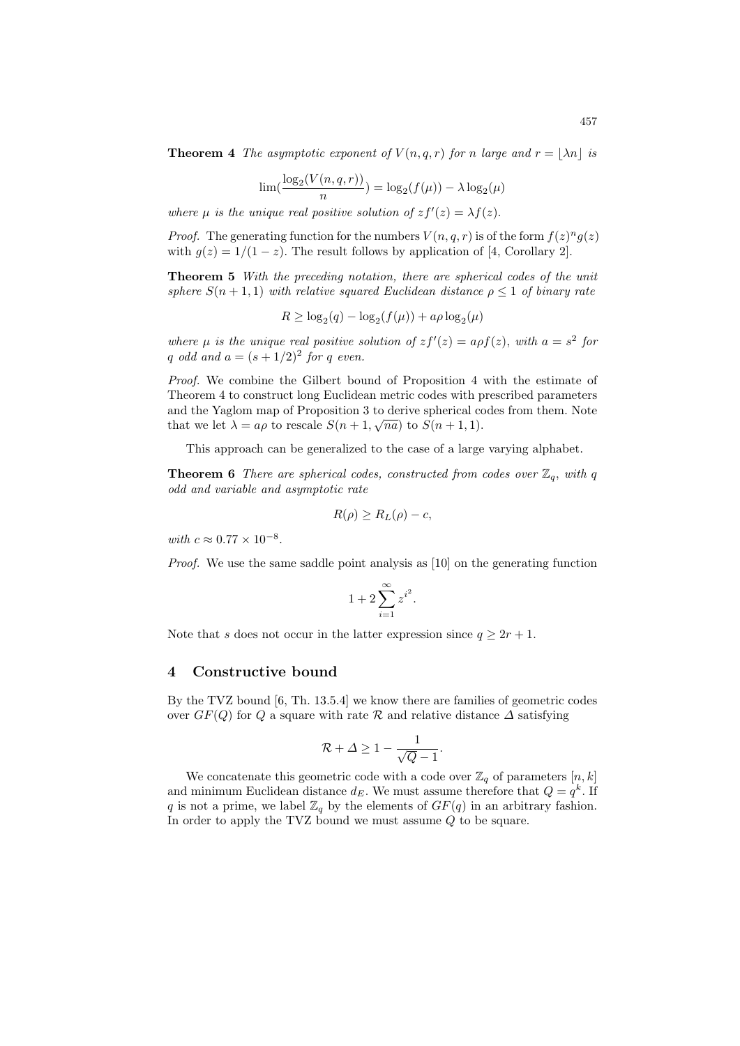**Theorem 4** *The asymptotic exponent of* $V(n, q, r)$ *for* $n$ *large and* $r = \lfloor \lambda n \rfloor$ *is*

$$\lim(\frac{\log_2(V(n,q,r))}{n}) = \log_2(f(\mu)) - \lambda \log_2(\mu)$$

*where* $\mu$ *is the unique real positive solution of* $zf'(z) = \lambda f(z)$.

*Proof.* The generating function for the numbers $V(n, q, r)$ is of the form $f(z)^n g(z)$ with $g(z) = 1/(1-z)$. The result follows by application of [4, Corollary 2].

**Theorem 5** *With the preceding notation, there are spherical codes of the unit sphere* $S(n+1, 1)$ *with relative squared Euclidean distance* $\rho \leq 1$ *of binary rate*

$$R \geq \log_2(q) - \log_2(f(\mu)) + a\rho \log_2(\mu)$$

*where* $\mu$ *is the unique real positive solution of* $zf'(z) = a\rho f(z)$, *with* $a = s^2$ *for* $q$ *odd and* $a = (s + 1/2)^2$ *for* $q$ *even.*

*Proof.* We combine the Gilbert bound of Proposition 4 with the estimate of Theorem 4 to construct long Euclidean metric codes with prescribed parameters and the Yaglom map of Proposition 3 to derive spherical codes from them. Note that we let $\lambda = a\rho$ to rescale $S(n+1, \sqrt{na})$ to $S(n+1, 1)$.

This approach can be generalized to the case of a large varying alphabet.

**Theorem 6** *There are spherical codes, constructed from codes over* $\mathbb{Z}_q$, *with* $q$ *odd and variable and asymptotic rate*

$$R(\rho) \geq R_L(\rho) - c,$$

*with* $c \approx 0.77 \times 10^{-8}$.

*Proof.* We use the same saddle point analysis as [10] on the generating function

$$1 + 2\sum_{i=1}^{\infty} z^{i^2}.$$

Note that $s$ does not occur in the latter expression since $q \geq 2r + 1$.

## 4 Constructive bound

By the TVZ bound [6, Th. 13.5.4] we know there are families of geometric codes over $GF(Q)$ for $Q$ a square with rate $\mathcal{R}$ and relative distance $\Delta$ satisfying

$$\mathcal{R} + \Delta \geq 1 - \frac{1}{\sqrt{Q} - 1}.$$

We concatenate this geometric code with a code over $\mathbb{Z}_q$ of parameters $[n, k]$ and minimum Euclidean distance $d_E$. We must assume therefore that $Q = q^k$. If $q$ is not a prime, we label $\mathbb{Z}_q$ by the elements of $GF(q)$ in an arbitrary fashion. In order to apply the TVZ bound we must assume $Q$ to be square.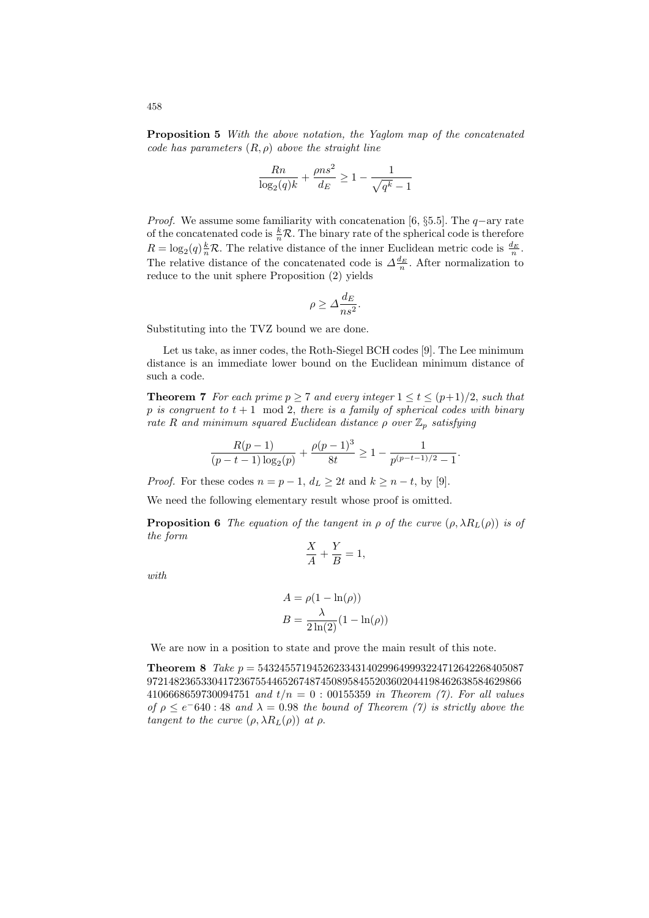**Proposition 5** *With the above notation, the Yaglom map of the concatenated code has parameters $(R, \rho)$ above the straight line*

$$\frac{Rn}{\log_2(q)k} + \frac{\rho n s^2}{d_E} \geq 1 - \frac{1}{\sqrt{q^k} - 1}$$

*Proof.* We assume some familiarity with concatenation [6, §5.5]. The $q-$ary rate of the concatenated code is $\frac{k}{n}\mathcal{R}$. The binary rate of the spherical code is therefore $R = \log_2(q)\frac{k}{n}\mathcal{R}$. The relative distance of the inner Euclidean metric code is $\frac{d_E}{n}$. The relative distance of the concatenated code is $\Delta\frac{d_E}{n}$. After normalization to reduce to the unit sphere Proposition (2) yields

$$\rho \geq \Delta\frac{d_E}{ns^2}.$$

Substituting into the TVZ bound we are done.

Let us take, as inner codes, the Roth-Siegel BCH codes [9]. The Lee minimum distance is an immediate lower bound on the Euclidean minimum distance of such a code.

**Theorem 7** *For each prime $p \geq 7$ and every integer $1 \leq t \leq (p+1)/2$, such that $p$ is congruent to $t + 1 \mod 2$, there is a family of spherical codes with binary rate $R$ and minimum squared Euclidean distance $\rho$ over $\mathbb{Z}_p$ satisfying*

$$\frac{R(p-1)}{(p-t-1)\log_2(p)} + \frac{\rho(p-1)^3}{8t} \geq 1 - \frac{1}{p^{(p-t-1)/2} - 1}.$$

*Proof.* For these codes $n = p - 1$, $d_L \geq 2t$ and $k \geq n - t$, by [9].

We need the following elementary result whose proof is omitted.

**Proposition 6** *The equation of the tangent in $\rho$ of the curve $(\rho, \lambda R_L(\rho))$ is of the form*

$$\frac{X}{A} + \frac{Y}{B} = 1,$$

*with*

$$A = \rho(1 - \ln(\rho))$$
$$B = \frac{\lambda}{2\ln(2)}(1 - \ln(\rho))$$

We are now in a position to state and prove the main result of this note.

**Theorem 8** *Take $p =$ 5432455719452623343140299649993224712642268405087 9721482365330417236755446526748745089584552036020441984626385846 29866 4106668659730094751 and $t/n = 0 : 00155359$ in Theorem (7). For all values of $\rho \leq e^{-}640 : 48$ and $\lambda = 0.98$ the bound of Theorem (7) is strictly above the tangent to the curve $(\rho, \lambda R_L(\rho))$ at $\rho$.*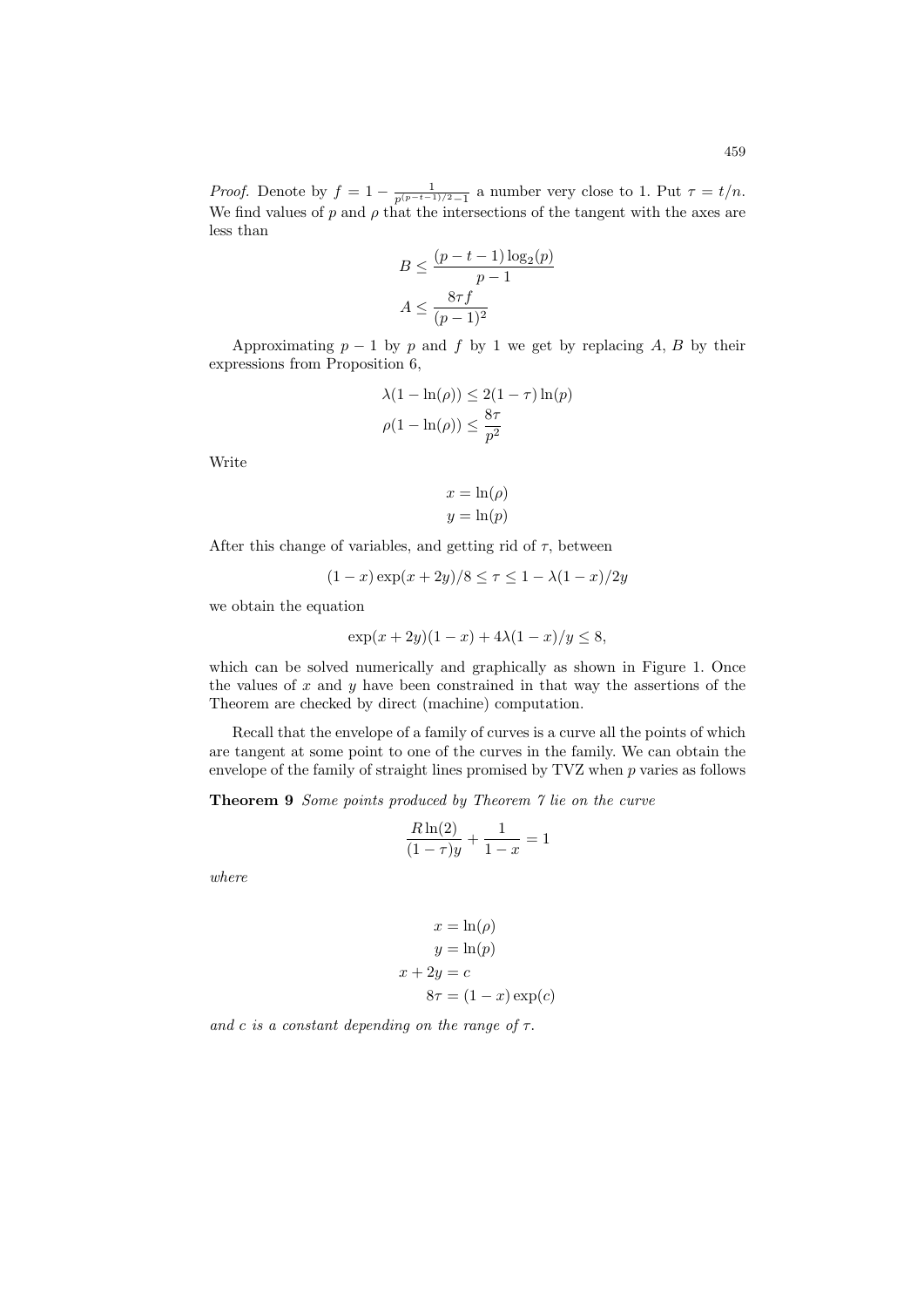*Proof.* Denote by $f = 1 - \frac{1}{p^{(p-t-1)/2-1}}$ a number very close to 1. Put $\tau = t/n$. We find values of $p$ and $\rho$ that the intersections of the tangent with the axes are less than

$$B \leq \frac{(p-t-1)\log_2(p)}{p-1}$$
$$A \leq \frac{8\tau f}{(p-1)^2}$$

Approximating $p-1$ by $p$ and $f$ by 1 we get by replacing $A$, $B$ by their expressions from Proposition 6,

$$\lambda(1-\ln(\rho)) \leq 2(1-\tau)\ln(p)$$
$$\rho(1-\ln(\rho)) \leq \frac{8\tau}{p^2}$$

Write

$$x = \ln(\rho)$$
$$y = \ln(p)$$

After this change of variables, and getting rid of $\tau$, between

$$(1-x)\exp(x+2y)/8 \leq \tau \leq 1 - \lambda(1-x)/2y$$

we obtain the equation

$$\exp(x+2y)(1-x) + 4\lambda(1-x)/y \leq 8,$$

which can be solved numerically and graphically as shown in Figure 1. Once the values of $x$ and $y$ have been constrained in that way the assertions of the Theorem are checked by direct (machine) computation.

Recall that the envelope of a family of curves is a curve all the points of which are tangent at some point to one of the curves in the family. We can obtain the envelope of the family of straight lines promised by TVZ when $p$ varies as follows

**Theorem 9** *Some points produced by Theorem 7 lie on the curve*

$$\frac{R\ln(2)}{(1-\tau)y} + \frac{1}{1-x} = 1$$

*where*

$$x = \ln(\rho)$$
$$y = \ln(p)$$
$$x + 2y = c$$
$$8\tau = (1-x)\exp(c)$$

*and $c$ is a constant depending on the range of $\tau$.*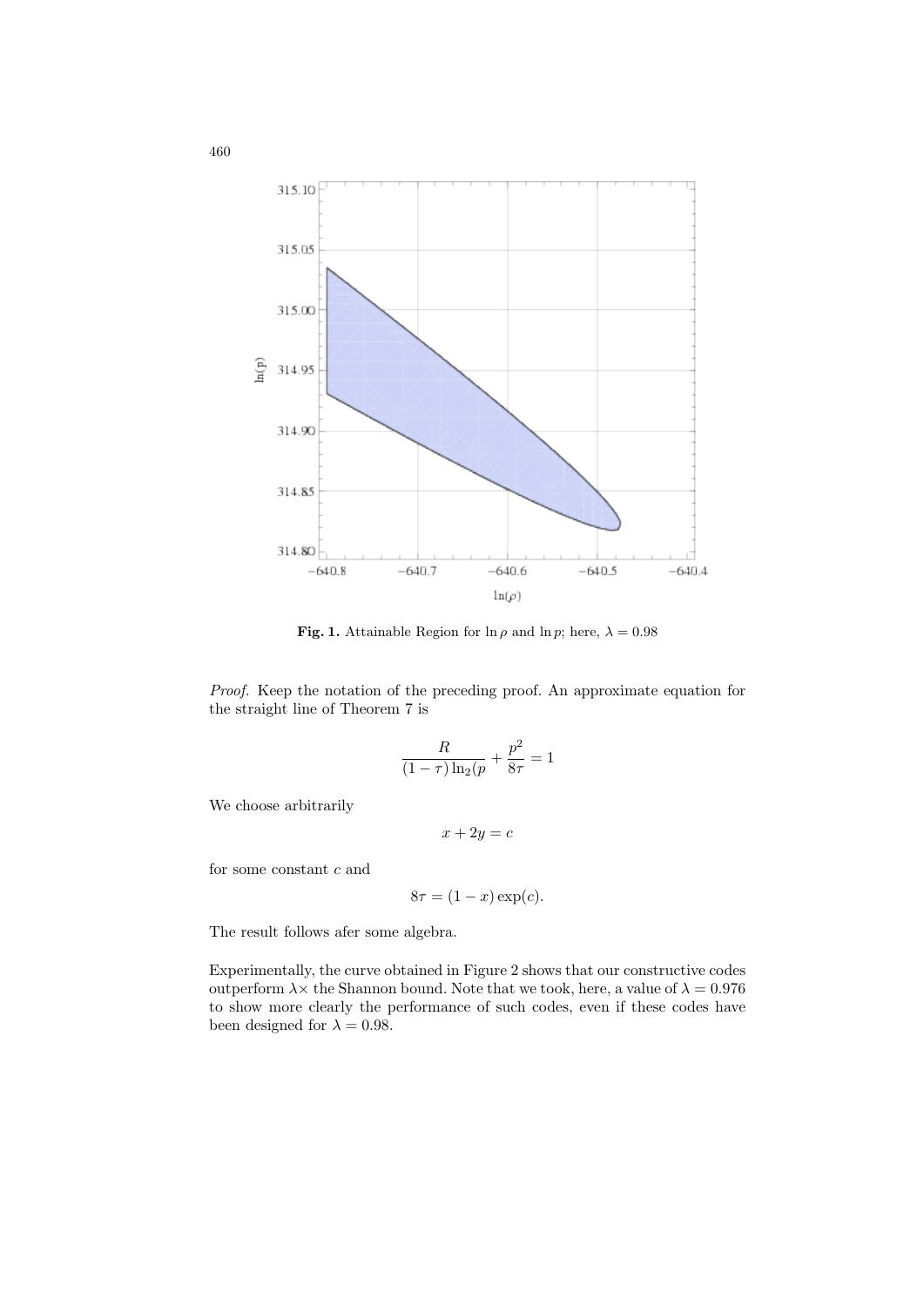**Fig. 1.** Attainable Region for $\ln \rho$ and $\ln p$; here, $\lambda = 0.98$

*Proof.* Keep the notation of the preceding proof. An approximate equation for the straight line of Theorem 7 is

$$\frac{R}{(1-\tau)\ln_2(p} + \frac{p^2}{8\tau} = 1$$

We choose arbitrarily

$$x + 2y = c$$

for some constant $c$ and

$$8\tau = (1 - x)\exp(c).$$

The result follows afer some algebra.

Experimentally, the curve obtained in Figure 2 shows that our constructive codes outperform $\lambda\times$ the Shannon bound. Note that we took, here, a value of $\lambda = 0.976$ to show more clearly the performance of such codes, even if these codes have been designed for $\lambda = 0.98$.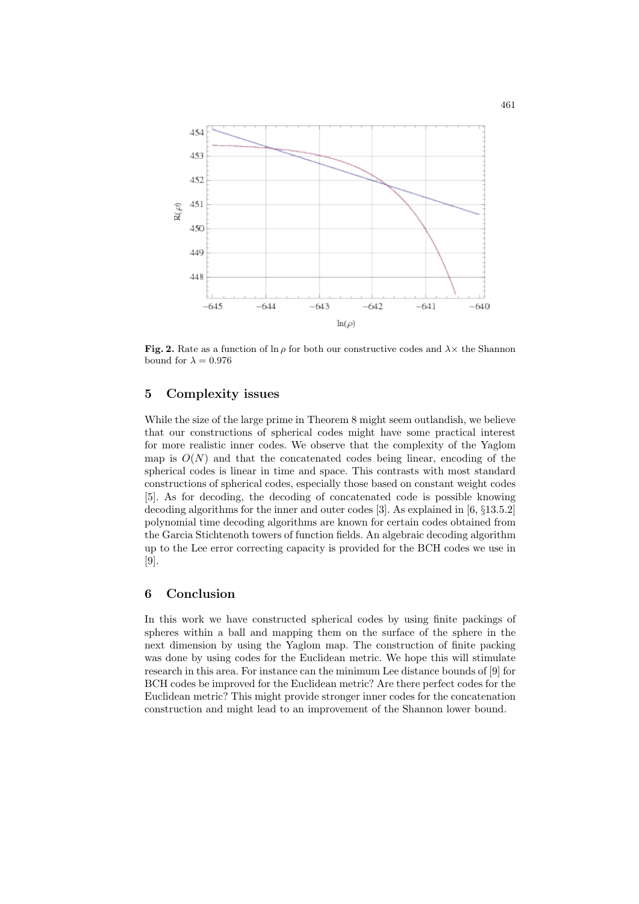**Fig. 2.** Rate as a function of $\ln \rho$ for both our constructive codes and $\lambda\times$ the Shannon bound for $\lambda = 0.976$

## 5 Complexity issues

While the size of the large prime in Theorem 8 might seem outlandish, we believe that our constructions of spherical codes might have some practical interest for more realistic inner codes. We observe that the complexity of the Yaglom map is $O(N)$ and that the concatenated codes being linear, encoding of the spherical codes is linear in time and space. This contrasts with most standard constructions of spherical codes, especially those based on constant weight codes [5]. As for decoding, the decoding of concatenated code is possible knowing decoding algorithms for the inner and outer codes [3]. As explained in [6, §13.5.2] polynomial time decoding algorithms are known for certain codes obtained from the Garcia Stichtenoth towers of function fields. An algebraic decoding algorithm up to the Lee error correcting capacity is provided for the BCH codes we use in [9].

## 6 Conclusion

In this work we have constructed spherical codes by using finite packings of spheres within a ball and mapping them on the surface of the sphere in the next dimension by using the Yaglom map. The construction of finite packing was done by using codes for the Euclidean metric. We hope this will stimulate research in this area. For instance can the minimum Lee distance bounds of [9] for BCH codes be improved for the Euclidean metric? Are there perfect codes for the Euclidean metric? This might provide stronger inner codes for the concatenation construction and might lead to an improvement of the Shannon lower bound.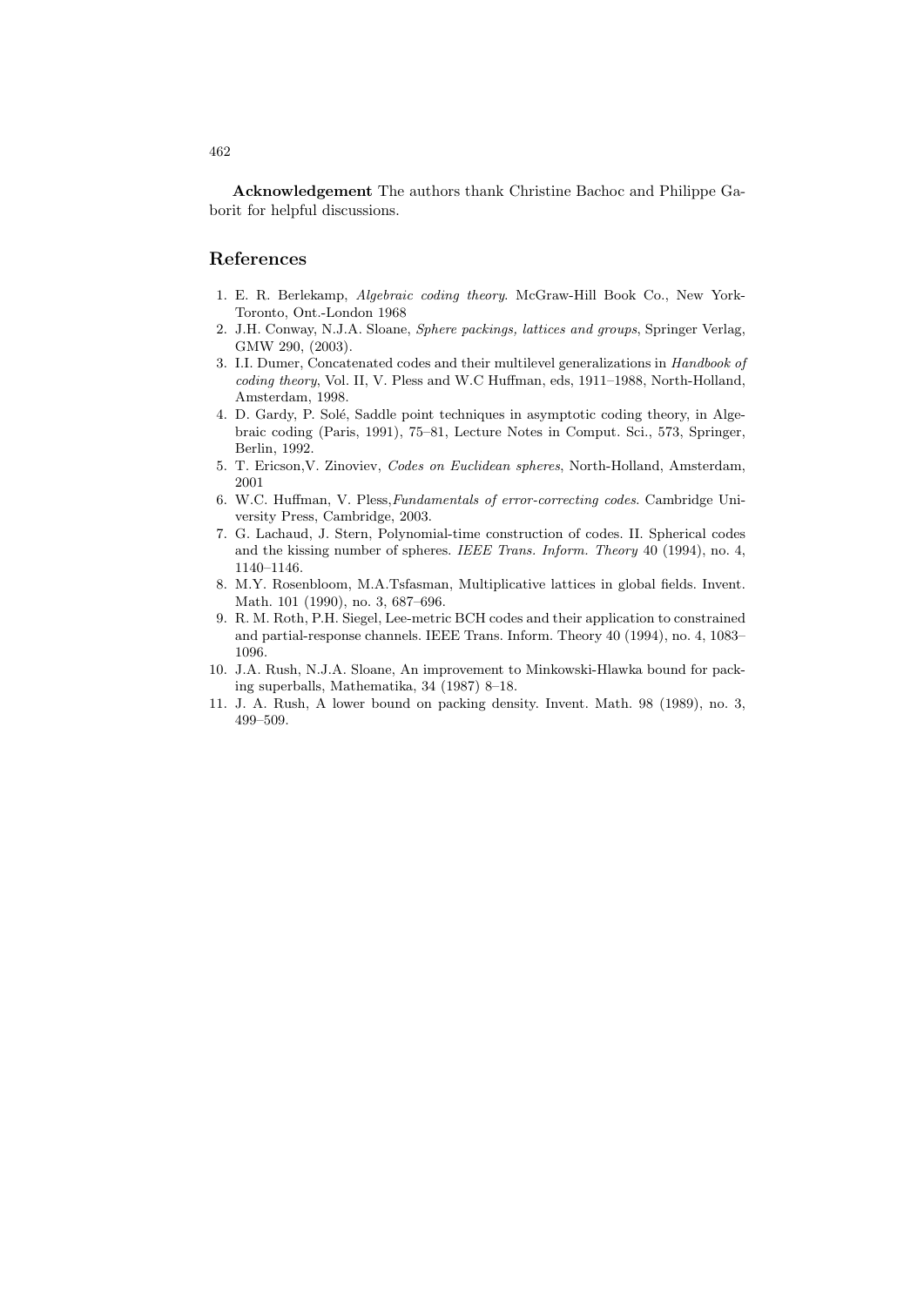**Acknowledgement** The authors thank Christine Bachoc and Philippe Gaborit for helpful discussions.

## References

1. E. R. Berlekamp, *Algebraic coding theory*. McGraw-Hill Book Co., New York-Toronto, Ont.-London 1968
2. J.H. Conway, N.J.A. Sloane, *Sphere packings, lattices and groups*, Springer Verlag, GMW 290, (2003).
3. I.I. Dumer, Concatenated codes and their multilevel generalizations in *Handbook of coding theory*, Vol. II, V. Pless and W.C Huffman, eds, 1911–1988, North-Holland, Amsterdam, 1998.
4. D. Gardy, P. Solé, Saddle point techniques in asymptotic coding theory, in Algebraic coding (Paris, 1991), 75–81, Lecture Notes in Comput. Sci., 573, Springer, Berlin, 1992.
5. T. Ericson,V. Zinoviev, *Codes on Euclidean spheres*, North-Holland, Amsterdam, 2001
6. W.C. Huffman, V. Pless,*Fundamentals of error-correcting codes*. Cambridge University Press, Cambridge, 2003.
7. G. Lachaud, J. Stern, Polynomial-time construction of codes. II. Spherical codes and the kissing number of spheres. *IEEE Trans. Inform. Theory* 40 (1994), no. 4, 1140–1146.
8. M.Y. Rosenbloom, M.A.Tsfasman, Multiplicative lattices in global fields. Invent. Math. 101 (1990), no. 3, 687–696.
9. R. M. Roth, P.H. Siegel, Lee-metric BCH codes and their application to constrained and partial-response channels. IEEE Trans. Inform. Theory 40 (1994), no. 4, 1083–1096.
10. J.A. Rush, N.J.A. Sloane, An improvement to Minkowski-Hlawka bound for packing superballs, Mathematika, 34 (1987) 8–18.
11. J. A. Rush, A lower bound on packing density. Invent. Math. 98 (1989), no. 3, 499–509.